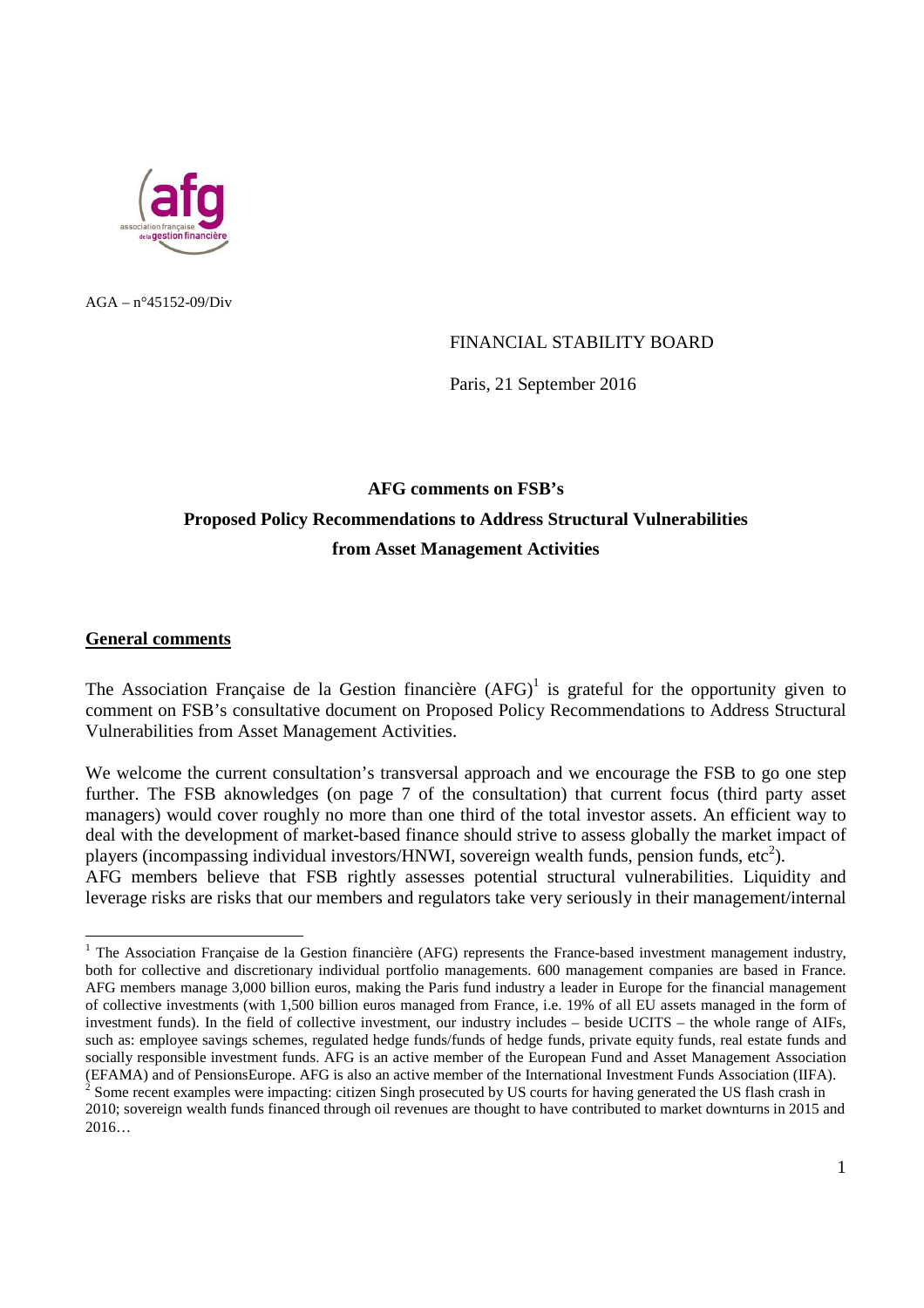AGA – n°45152-09/Div

FINANCIAL STABILITY BOARD

Paris, 21 September 2016

**AFG comments on FSB's**
**Proposed Policy Recommendations to Address Structural Vulnerabilities**
**from Asset Management Activities**

**General comments**

The Association Française de la Gestion financière (AFG)[1] is grateful for the opportunity given to comment on FSB's consultative document on Proposed Policy Recommendations to Address Structural Vulnerabilities from Asset Management Activities.

We welcome the current consultation's transversal approach and we encourage the FSB to go one step further. The FSB aknowledges (on page 7 of the consultation) that current focus (third party asset managers) would cover roughly no more than one third of the total investor assets. An efficient way to deal with the development of market-based finance should strive to assess globally the market impact of players (incompassing individual investors/HNWI, sovereign wealth funds, pension funds, etc[2]).

AFG members believe that FSB rightly assesses potential structural vulnerabilities. Liquidity and leverage risks are risks that our members and regulators take very seriously in their management/internal

[1] The Association Française de la Gestion financière (AFG) represents the France-based investment management industry, both for collective and discretionary individual portfolio managements. 600 management companies are based in France. AFG members manage 3,000 billion euros, making the Paris fund industry a leader in Europe for the financial management of collective investments (with 1,500 billion euros managed from France, i.e. 19% of all EU assets managed in the form of investment funds). In the field of collective investment, our industry includes – beside UCITS – the whole range of AIFs, such as: employee savings schemes, regulated hedge funds/funds of hedge funds, private equity funds, real estate funds and socially responsible investment funds. AFG is an active member of the European Fund and Asset Management Association (EFAMA) and of PensionsEurope. AFG is also an active member of the International Investment Funds Association (IIFA).

[2] Some recent examples were impacting: citizen Singh prosecuted by US courts for having generated the US flash crash in 2010; sovereign wealth funds financed through oil revenues are thought to have contributed to market downturns in 2015 and 2016…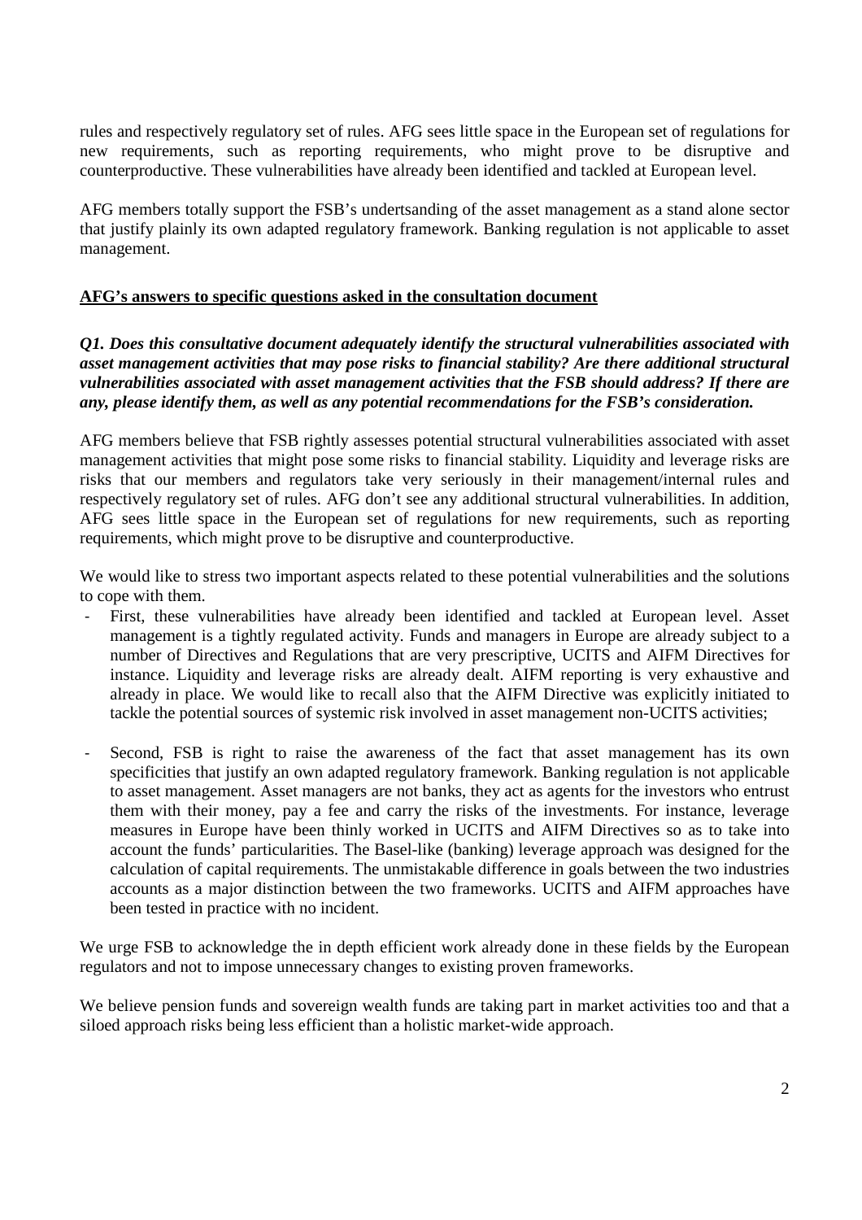rules and respectively regulatory set of rules. AFG sees little space in the European set of regulations for new requirements, such as reporting requirements, who might prove to be disruptive and counterproductive. These vulnerabilities have already been identified and tackled at European level.

AFG members totally support the FSB's undertsanding of the asset management as a stand alone sector that justify plainly its own adapted regulatory framework. Banking regulation is not applicable to asset management.

**AFG's answers to specific questions asked in the consultation document**

***Q1. Does this consultative document adequately identify the structural vulnerabilities associated with asset management activities that may pose risks to financial stability? Are there additional structural vulnerabilities associated with asset management activities that the FSB should address? If there are any, please identify them, as well as any potential recommendations for the FSB's consideration.***

AFG members believe that FSB rightly assesses potential structural vulnerabilities associated with asset management activities that might pose some risks to financial stability. Liquidity and leverage risks are risks that our members and regulators take very seriously in their management/internal rules and respectively regulatory set of rules. AFG don't see any additional structural vulnerabilities. In addition, AFG sees little space in the European set of regulations for new requirements, such as reporting requirements, which might prove to be disruptive and counterproductive.

We would like to stress two important aspects related to these potential vulnerabilities and the solutions to cope with them.

- First, these vulnerabilities have already been identified and tackled at European level. Asset management is a tightly regulated activity. Funds and managers in Europe are already subject to a number of Directives and Regulations that are very prescriptive, UCITS and AIFM Directives for instance. Liquidity and leverage risks are already dealt. AIFM reporting is very exhaustive and already in place. We would like to recall also that the AIFM Directive was explicitly initiated to tackle the potential sources of systemic risk involved in asset management non-UCITS activities;

- Second, FSB is right to raise the awareness of the fact that asset management has its own specificities that justify an own adapted regulatory framework. Banking regulation is not applicable to asset management. Asset managers are not banks, they act as agents for the investors who entrust them with their money, pay a fee and carry the risks of the investments. For instance, leverage measures in Europe have been thinly worked in UCITS and AIFM Directives so as to take into account the funds' particularities. The Basel-like (banking) leverage approach was designed for the calculation of capital requirements. The unmistakable difference in goals between the two industries accounts as a major distinction between the two frameworks. UCITS and AIFM approaches have been tested in practice with no incident.

We urge FSB to acknowledge the in depth efficient work already done in these fields by the European regulators and not to impose unnecessary changes to existing proven frameworks.

We believe pension funds and sovereign wealth funds are taking part in market activities too and that a siloed approach risks being less efficient than a holistic market-wide approach.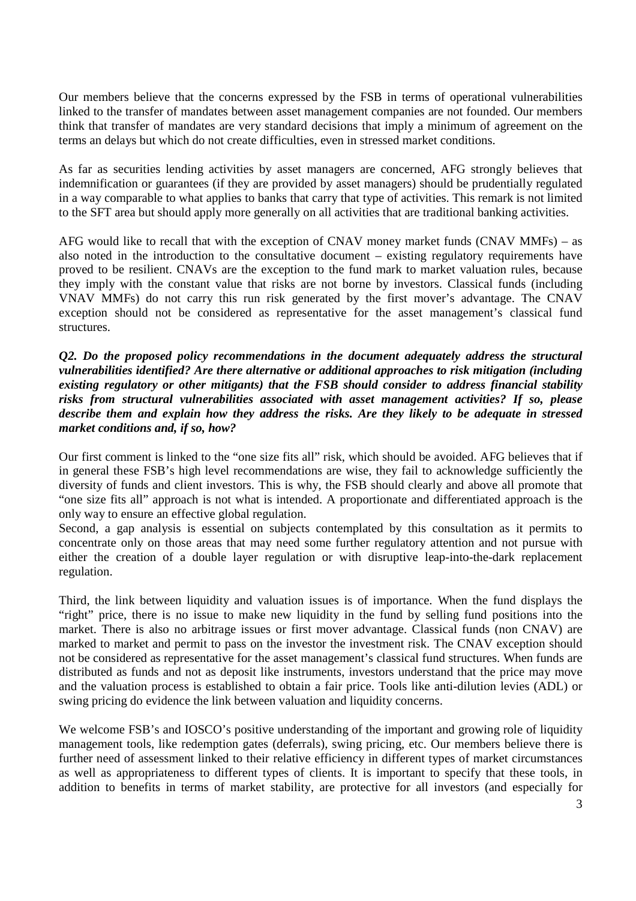Our members believe that the concerns expressed by the FSB in terms of operational vulnerabilities linked to the transfer of mandates between asset management companies are not founded. Our members think that transfer of mandates are very standard decisions that imply a minimum of agreement on the terms an delays but which do not create difficulties, even in stressed market conditions.

As far as securities lending activities by asset managers are concerned, AFG strongly believes that indemnification or guarantees (if they are provided by asset managers) should be prudentially regulated in a way comparable to what applies to banks that carry that type of activities. This remark is not limited to the SFT area but should apply more generally on all activities that are traditional banking activities.

AFG would like to recall that with the exception of CNAV money market funds (CNAV MMFs) – as also noted in the introduction to the consultative document – existing regulatory requirements have proved to be resilient. CNAVs are the exception to the fund mark to market valuation rules, because they imply with the constant value that risks are not borne by investors. Classical funds (including VNAV MMFs) do not carry this run risk generated by the first mover's advantage. The CNAV exception should not be considered as representative for the asset management's classical fund structures.

***Q2. Do the proposed policy recommendations in the document adequately address the structural vulnerabilities identified? Are there alternative or additional approaches to risk mitigation (including existing regulatory or other mitigants) that the FSB should consider to address financial stability risks from structural vulnerabilities associated with asset management activities? If so, please describe them and explain how they address the risks. Are they likely to be adequate in stressed market conditions and, if so, how?***

Our first comment is linked to the "one size fits all" risk, which should be avoided. AFG believes that if in general these FSB's high level recommendations are wise, they fail to acknowledge sufficiently the diversity of funds and client investors. This is why, the FSB should clearly and above all promote that "one size fits all" approach is not what is intended. A proportionate and differentiated approach is the only way to ensure an effective global regulation.

Second, a gap analysis is essential on subjects contemplated by this consultation as it permits to concentrate only on those areas that may need some further regulatory attention and not pursue with either the creation of a double layer regulation or with disruptive leap-into-the-dark replacement regulation.

Third, the link between liquidity and valuation issues is of importance. When the fund displays the "right" price, there is no issue to make new liquidity in the fund by selling fund positions into the market. There is also no arbitrage issues or first mover advantage. Classical funds (non CNAV) are marked to market and permit to pass on the investor the investment risk. The CNAV exception should not be considered as representative for the asset management's classical fund structures. When funds are distributed as funds and not as deposit like instruments, investors understand that the price may move and the valuation process is established to obtain a fair price. Tools like anti-dilution levies (ADL) or swing pricing do evidence the link between valuation and liquidity concerns.

We welcome FSB's and IOSCO's positive understanding of the important and growing role of liquidity management tools, like redemption gates (deferrals), swing pricing, etc. Our members believe there is further need of assessment linked to their relative efficiency in different types of market circumstances as well as appropriateness to different types of clients. It is important to specify that these tools, in addition to benefits in terms of market stability, are protective for all investors (and especially for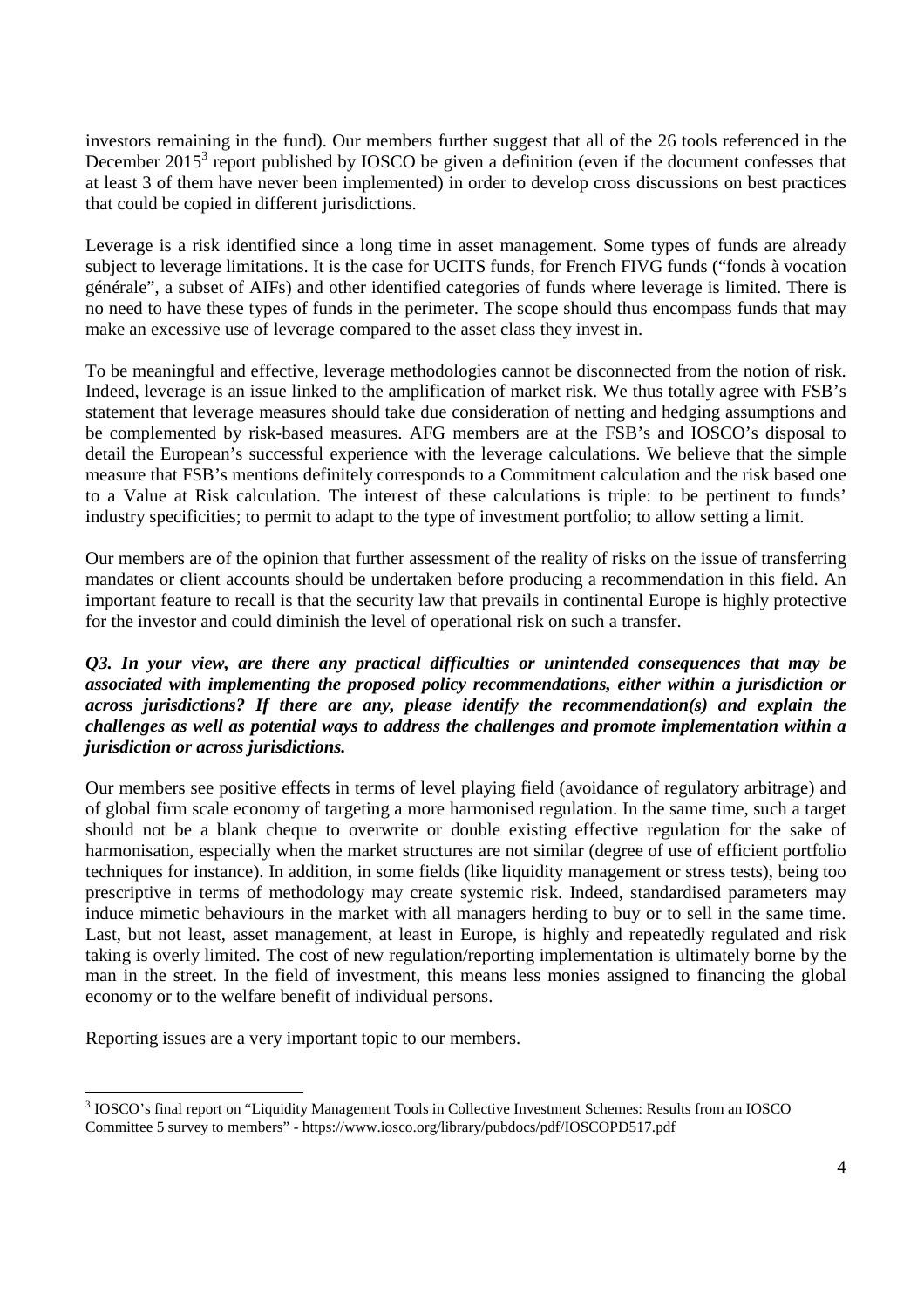investors remaining in the fund). Our members further suggest that all of the 26 tools referenced in the December 2015[3] report published by IOSCO be given a definition (even if the document confesses that at least 3 of them have never been implemented) in order to develop cross discussions on best practices that could be copied in different jurisdictions.

Leverage is a risk identified since a long time in asset management. Some types of funds are already subject to leverage limitations. It is the case for UCITS funds, for French FIVG funds ("fonds à vocation générale", a subset of AIFs) and other identified categories of funds where leverage is limited. There is no need to have these types of funds in the perimeter. The scope should thus encompass funds that may make an excessive use of leverage compared to the asset class they invest in.

To be meaningful and effective, leverage methodologies cannot be disconnected from the notion of risk. Indeed, leverage is an issue linked to the amplification of market risk. We thus totally agree with FSB's statement that leverage measures should take due consideration of netting and hedging assumptions and be complemented by risk-based measures. AFG members are at the FSB's and IOSCO's disposal to detail the European's successful experience with the leverage calculations. We believe that the simple measure that FSB's mentions definitely corresponds to a Commitment calculation and the risk based one to a Value at Risk calculation. The interest of these calculations is triple: to be pertinent to funds' industry specificities; to permit to adapt to the type of investment portfolio; to allow setting a limit.

Our members are of the opinion that further assessment of the reality of risks on the issue of transferring mandates or client accounts should be undertaken before producing a recommendation in this field. An important feature to recall is that the security law that prevails in continental Europe is highly protective for the investor and could diminish the level of operational risk on such a transfer.

***Q3. In your view, are there any practical difficulties or unintended consequences that may be associated with implementing the proposed policy recommendations, either within a jurisdiction or across jurisdictions? If there are any, please identify the recommendation(s) and explain the challenges as well as potential ways to address the challenges and promote implementation within a jurisdiction or across jurisdictions.***

Our members see positive effects in terms of level playing field (avoidance of regulatory arbitrage) and of global firm scale economy of targeting a more harmonised regulation. In the same time, such a target should not be a blank cheque to overwrite or double existing effective regulation for the sake of harmonisation, especially when the market structures are not similar (degree of use of efficient portfolio techniques for instance). In addition, in some fields (like liquidity management or stress tests), being too prescriptive in terms of methodology may create systemic risk. Indeed, standardised parameters may induce mimetic behaviours in the market with all managers herding to buy or to sell in the same time. Last, but not least, asset management, at least in Europe, is highly and repeatedly regulated and risk taking is overly limited. The cost of new regulation/reporting implementation is ultimately borne by the man in the street. In the field of investment, this means less monies assigned to financing the global economy or to the welfare benefit of individual persons.

Reporting issues are a very important topic to our members.

---

[3] IOSCO's final report on "Liquidity Management Tools in Collective Investment Schemes: Results from an IOSCO Committee 5 survey to members" - https://www.iosco.org/library/pubdocs/pdf/IOSCOPD517.pdf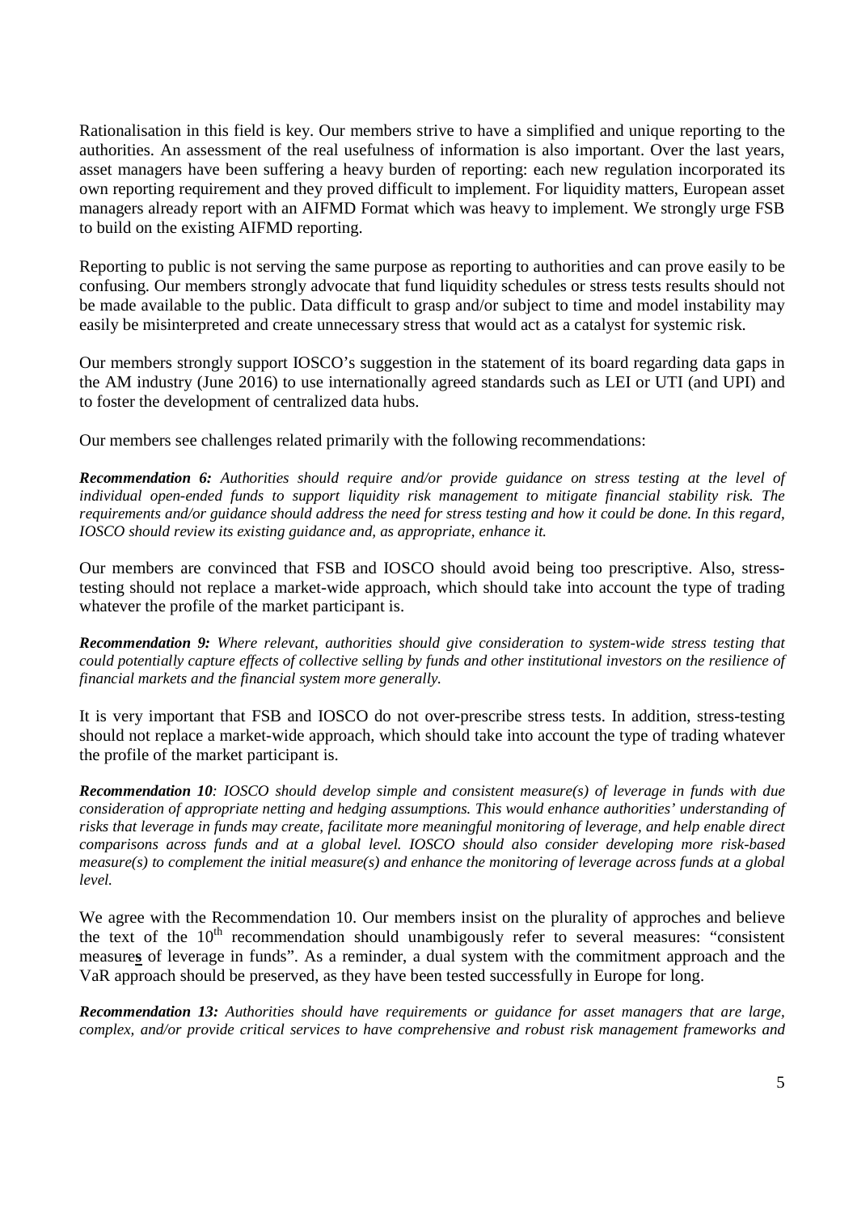Rationalisation in this field is key. Our members strive to have a simplified and unique reporting to the authorities. An assessment of the real usefulness of information is also important. Over the last years, asset managers have been suffering a heavy burden of reporting: each new regulation incorporated its own reporting requirement and they proved difficult to implement. For liquidity matters, European asset managers already report with an AIFMD Format which was heavy to implement. We strongly urge FSB to build on the existing AIFMD reporting.

Reporting to public is not serving the same purpose as reporting to authorities and can prove easily to be confusing. Our members strongly advocate that fund liquidity schedules or stress tests results should not be made available to the public. Data difficult to grasp and/or subject to time and model instability may easily be misinterpreted and create unnecessary stress that would act as a catalyst for systemic risk.

Our members strongly support IOSCO's suggestion in the statement of its board regarding data gaps in the AM industry (June 2016) to use internationally agreed standards such as LEI or UTI (and UPI) and to foster the development of centralized data hubs.

Our members see challenges related primarily with the following recommendations:

***Recommendation 6:*** *Authorities should require and/or provide guidance on stress testing at the level of individual open-ended funds to support liquidity risk management to mitigate financial stability risk. The requirements and/or guidance should address the need for stress testing and how it could be done. In this regard, IOSCO should review its existing guidance and, as appropriate, enhance it.*

Our members are convinced that FSB and IOSCO should avoid being too prescriptive. Also, stress-testing should not replace a market-wide approach, which should take into account the type of trading whatever the profile of the market participant is.

***Recommendation 9:*** *Where relevant, authorities should give consideration to system-wide stress testing that could potentially capture effects of collective selling by funds and other institutional investors on the resilience of financial markets and the financial system more generally.*

It is very important that FSB and IOSCO do not over-prescribe stress tests. In addition, stress-testing should not replace a market-wide approach, which should take into account the type of trading whatever the profile of the market participant is.

***Recommendation 10****: IOSCO should develop simple and consistent measure(s) of leverage in funds with due consideration of appropriate netting and hedging assumptions. This would enhance authorities' understanding of risks that leverage in funds may create, facilitate more meaningful monitoring of leverage, and help enable direct comparisons across funds and at a global level. IOSCO should also consider developing more risk-based measure(s) to complement the initial measure(s) and enhance the monitoring of leverage across funds at a global level.*

We agree with the Recommendation 10. Our members insist on the plurality of approches and believe the text of the 10th recommendation should unambigously refer to several measures: "consistent measure**s** of leverage in funds". As a reminder, a dual system with the commitment approach and the VaR approach should be preserved, as they have been tested successfully in Europe for long.

***Recommendation 13:*** *Authorities should have requirements or guidance for asset managers that are large, complex, and/or provide critical services to have comprehensive and robust risk management frameworks and*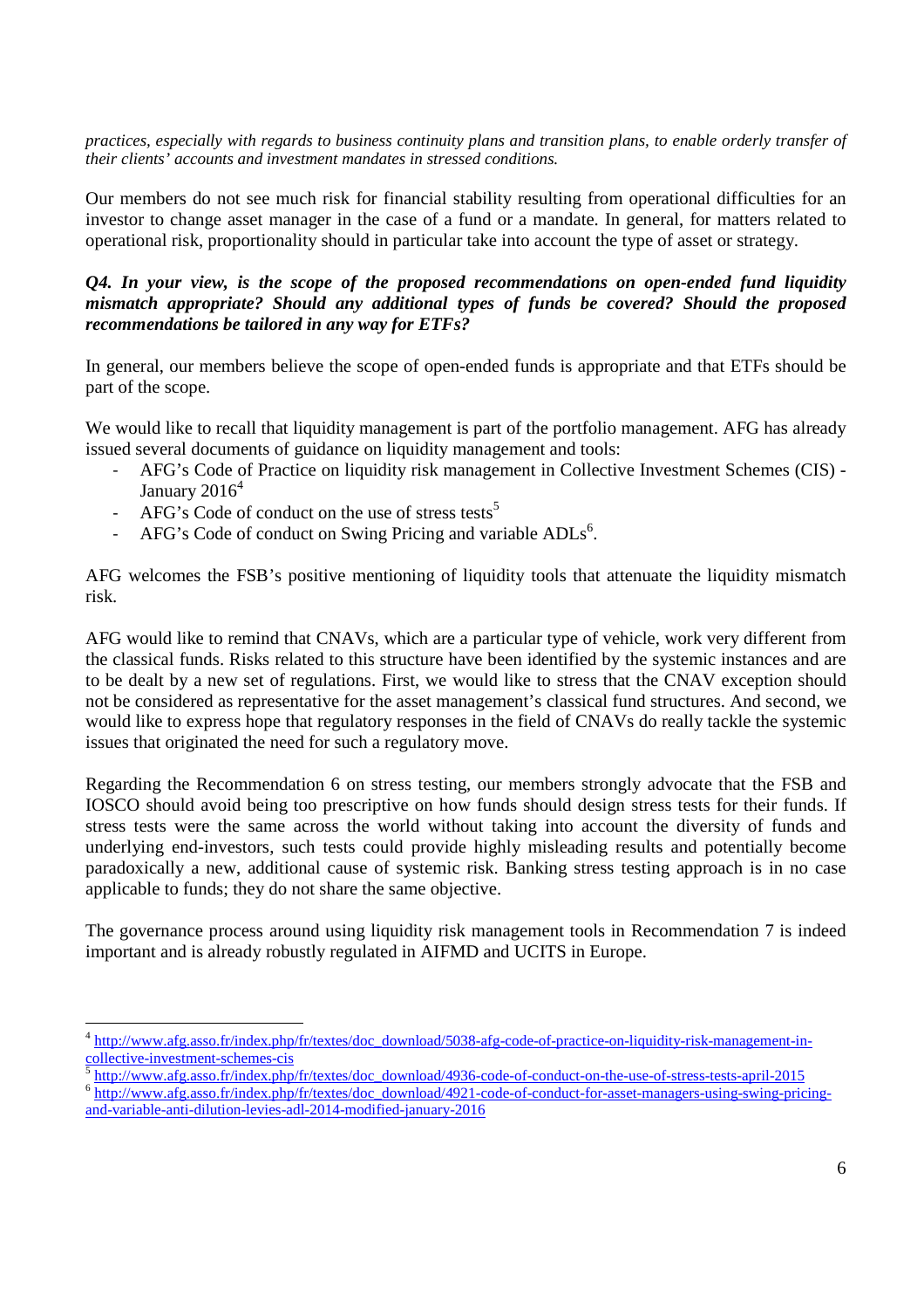*practices, especially with regards to business continuity plans and transition plans, to enable orderly transfer of their clients' accounts and investment mandates in stressed conditions.*

Our members do not see much risk for financial stability resulting from operational difficulties for an investor to change asset manager in the case of a fund or a mandate. In general, for matters related to operational risk, proportionality should in particular take into account the type of asset or strategy.

***Q4. In your view, is the scope of the proposed recommendations on open-ended fund liquidity mismatch appropriate? Should any additional types of funds be covered? Should the proposed recommendations be tailored in any way for ETFs?***

In general, our members believe the scope of open-ended funds is appropriate and that ETFs should be part of the scope.

We would like to recall that liquidity management is part of the portfolio management. AFG has already issued several documents of guidance on liquidity management and tools:

- AFG's Code of Practice on liquidity risk management in Collective Investment Schemes (CIS) - January 2016[4]
- AFG's Code of conduct on the use of stress tests[5]
- AFG's Code of conduct on Swing Pricing and variable ADLs[6].

AFG welcomes the FSB's positive mentioning of liquidity tools that attenuate the liquidity mismatch risk.

AFG would like to remind that CNAVs, which are a particular type of vehicle, work very different from the classical funds. Risks related to this structure have been identified by the systemic instances and are to be dealt by a new set of regulations. First, we would like to stress that the CNAV exception should not be considered as representative for the asset management's classical fund structures. And second, we would like to express hope that regulatory responses in the field of CNAVs do really tackle the systemic issues that originated the need for such a regulatory move.

Regarding the Recommendation 6 on stress testing, our members strongly advocate that the FSB and IOSCO should avoid being too prescriptive on how funds should design stress tests for their funds. If stress tests were the same across the world without taking into account the diversity of funds and underlying end-investors, such tests could provide highly misleading results and potentially become paradoxically a new, additional cause of systemic risk. Banking stress testing approach is in no case applicable to funds; they do not share the same objective.

The governance process around using liquidity risk management tools in Recommendation 7 is indeed important and is already robustly regulated in AIFMD and UCITS in Europe.

---

[4] http://www.afg.asso.fr/index.php/fr/textes/doc_download/5038-afg-code-of-practice-on-liquidity-risk-management-in-collective-investment-schemes-cis

[5] http://www.afg.asso.fr/index.php/fr/textes/doc_download/4936-code-of-conduct-on-the-use-of-stress-tests-april-2015

[6] http://www.afg.asso.fr/index.php/fr/textes/doc_download/4921-code-of-conduct-for-asset-managers-using-swing-pricing-and-variable-anti-dilution-levies-adl-2014-modified-january-2016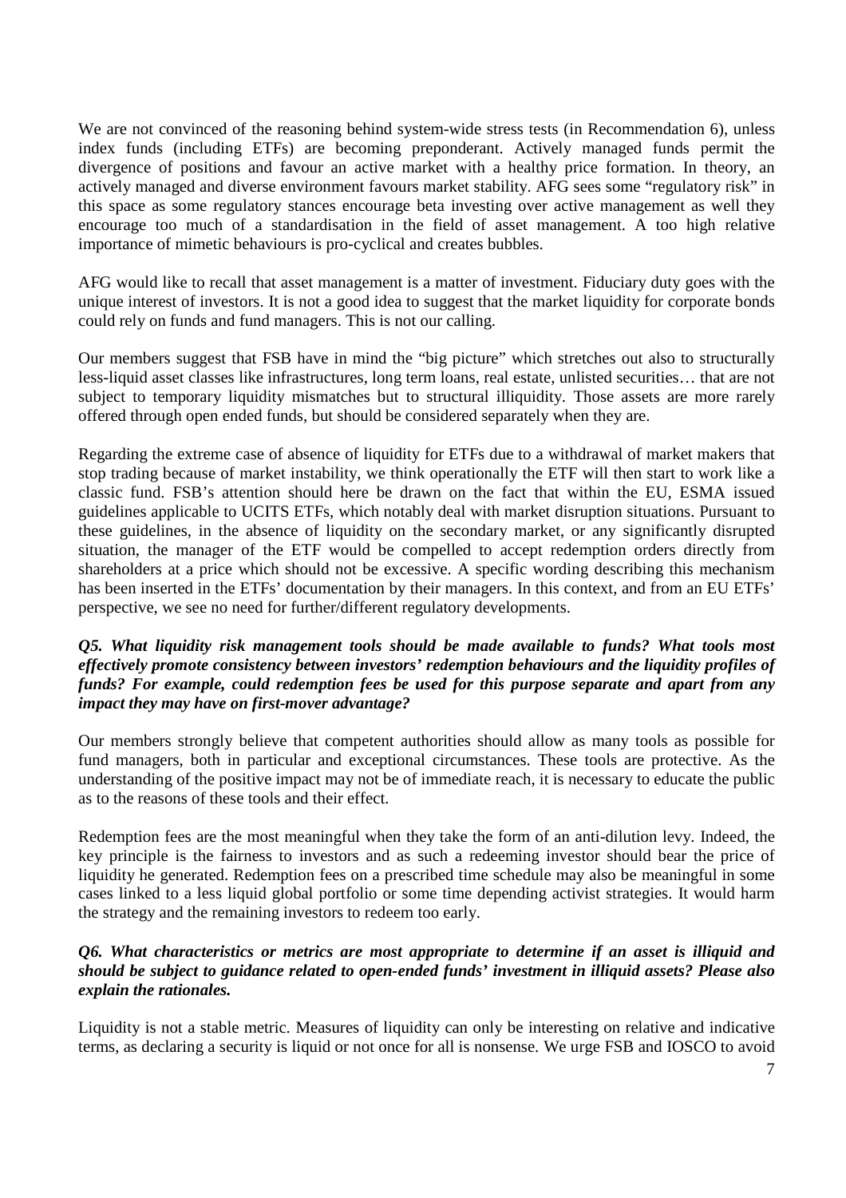We are not convinced of the reasoning behind system-wide stress tests (in Recommendation 6), unless index funds (including ETFs) are becoming preponderant. Actively managed funds permit the divergence of positions and favour an active market with a healthy price formation. In theory, an actively managed and diverse environment favours market stability. AFG sees some "regulatory risk" in this space as some regulatory stances encourage beta investing over active management as well they encourage too much of a standardisation in the field of asset management. A too high relative importance of mimetic behaviours is pro-cyclical and creates bubbles.

AFG would like to recall that asset management is a matter of investment. Fiduciary duty goes with the unique interest of investors. It is not a good idea to suggest that the market liquidity for corporate bonds could rely on funds and fund managers. This is not our calling.

Our members suggest that FSB have in mind the "big picture" which stretches out also to structurally less-liquid asset classes like infrastructures, long term loans, real estate, unlisted securities… that are not subject to temporary liquidity mismatches but to structural illiquidity. Those assets are more rarely offered through open ended funds, but should be considered separately when they are.

Regarding the extreme case of absence of liquidity for ETFs due to a withdrawal of market makers that stop trading because of market instability, we think operationally the ETF will then start to work like a classic fund. FSB's attention should here be drawn on the fact that within the EU, ESMA issued guidelines applicable to UCITS ETFs, which notably deal with market disruption situations. Pursuant to these guidelines, in the absence of liquidity on the secondary market, or any significantly disrupted situation, the manager of the ETF would be compelled to accept redemption orders directly from shareholders at a price which should not be excessive. A specific wording describing this mechanism has been inserted in the ETFs' documentation by their managers. In this context, and from an EU ETFs' perspective, we see no need for further/different regulatory developments.

***Q5. What liquidity risk management tools should be made available to funds? What tools most effectively promote consistency between investors' redemption behaviours and the liquidity profiles of funds? For example, could redemption fees be used for this purpose separate and apart from any impact they may have on first-mover advantage?***

Our members strongly believe that competent authorities should allow as many tools as possible for fund managers, both in particular and exceptional circumstances. These tools are protective. As the understanding of the positive impact may not be of immediate reach, it is necessary to educate the public as to the reasons of these tools and their effect.

Redemption fees are the most meaningful when they take the form of an anti-dilution levy. Indeed, the key principle is the fairness to investors and as such a redeeming investor should bear the price of liquidity he generated. Redemption fees on a prescribed time schedule may also be meaningful in some cases linked to a less liquid global portfolio or some time depending activist strategies. It would harm the strategy and the remaining investors to redeem too early.

***Q6. What characteristics or metrics are most appropriate to determine if an asset is illiquid and should be subject to guidance related to open-ended funds' investment in illiquid assets? Please also explain the rationales.***

Liquidity is not a stable metric. Measures of liquidity can only be interesting on relative and indicative terms, as declaring a security is liquid or not once for all is nonsense. We urge FSB and IOSCO to avoid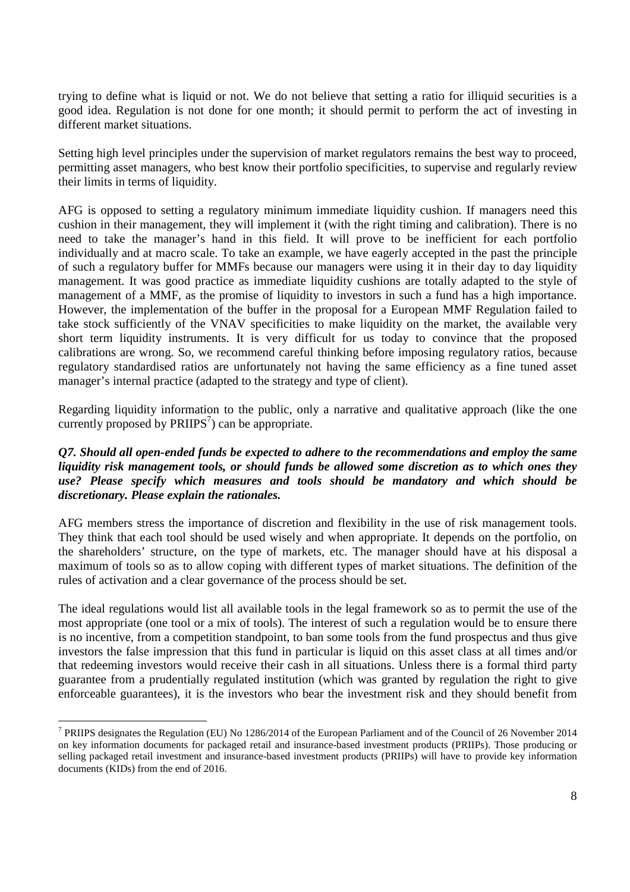trying to define what is liquid or not. We do not believe that setting a ratio for illiquid securities is a good idea. Regulation is not done for one month; it should permit to perform the act of investing in different market situations.

Setting high level principles under the supervision of market regulators remains the best way to proceed, permitting asset managers, who best know their portfolio specificities, to supervise and regularly review their limits in terms of liquidity.

AFG is opposed to setting a regulatory minimum immediate liquidity cushion. If managers need this cushion in their management, they will implement it (with the right timing and calibration). There is no need to take the manager's hand in this field. It will prove to be inefficient for each portfolio individually and at macro scale. To take an example, we have eagerly accepted in the past the principle of such a regulatory buffer for MMFs because our managers were using it in their day to day liquidity management. It was good practice as immediate liquidity cushions are totally adapted to the style of management of a MMF, as the promise of liquidity to investors in such a fund has a high importance. However, the implementation of the buffer in the proposal for a European MMF Regulation failed to take stock sufficiently of the VNAV specificities to make liquidity on the market, the available very short term liquidity instruments. It is very difficult for us today to convince that the proposed calibrations are wrong. So, we recommend careful thinking before imposing regulatory ratios, because regulatory standardised ratios are unfortunately not having the same efficiency as a fine tuned asset manager's internal practice (adapted to the strategy and type of client).

Regarding liquidity information to the public, only a narrative and qualitative approach (like the one currently proposed by PRIIPS[7]) can be appropriate.

***Q7. Should all open-ended funds be expected to adhere to the recommendations and employ the same liquidity risk management tools, or should funds be allowed some discretion as to which ones they use? Please specify which measures and tools should be mandatory and which should be discretionary. Please explain the rationales.***

AFG members stress the importance of discretion and flexibility in the use of risk management tools. They think that each tool should be used wisely and when appropriate. It depends on the portfolio, on the shareholders' structure, on the type of markets, etc. The manager should have at his disposal a maximum of tools so as to allow coping with different types of market situations. The definition of the rules of activation and a clear governance of the process should be set.

The ideal regulations would list all available tools in the legal framework so as to permit the use of the most appropriate (one tool or a mix of tools). The interest of such a regulation would be to ensure there is no incentive, from a competition standpoint, to ban some tools from the fund prospectus and thus give investors the false impression that this fund in particular is liquid on this asset class at all times and/or that redeeming investors would receive their cash in all situations. Unless there is a formal third party guarantee from a prudentially regulated institution (which was granted by regulation the right to give enforceable guarantees), it is the investors who bear the investment risk and they should benefit from

---

[7] PRIIPS designates the Regulation (EU) No 1286/2014 of the European Parliament and of the Council of 26 November 2014 on key information documents for packaged retail and insurance-based investment products (PRIIPs). Those producing or selling packaged retail investment and insurance-based investment products (PRIIPs) will have to provide key information documents (KIDs) from the end of 2016.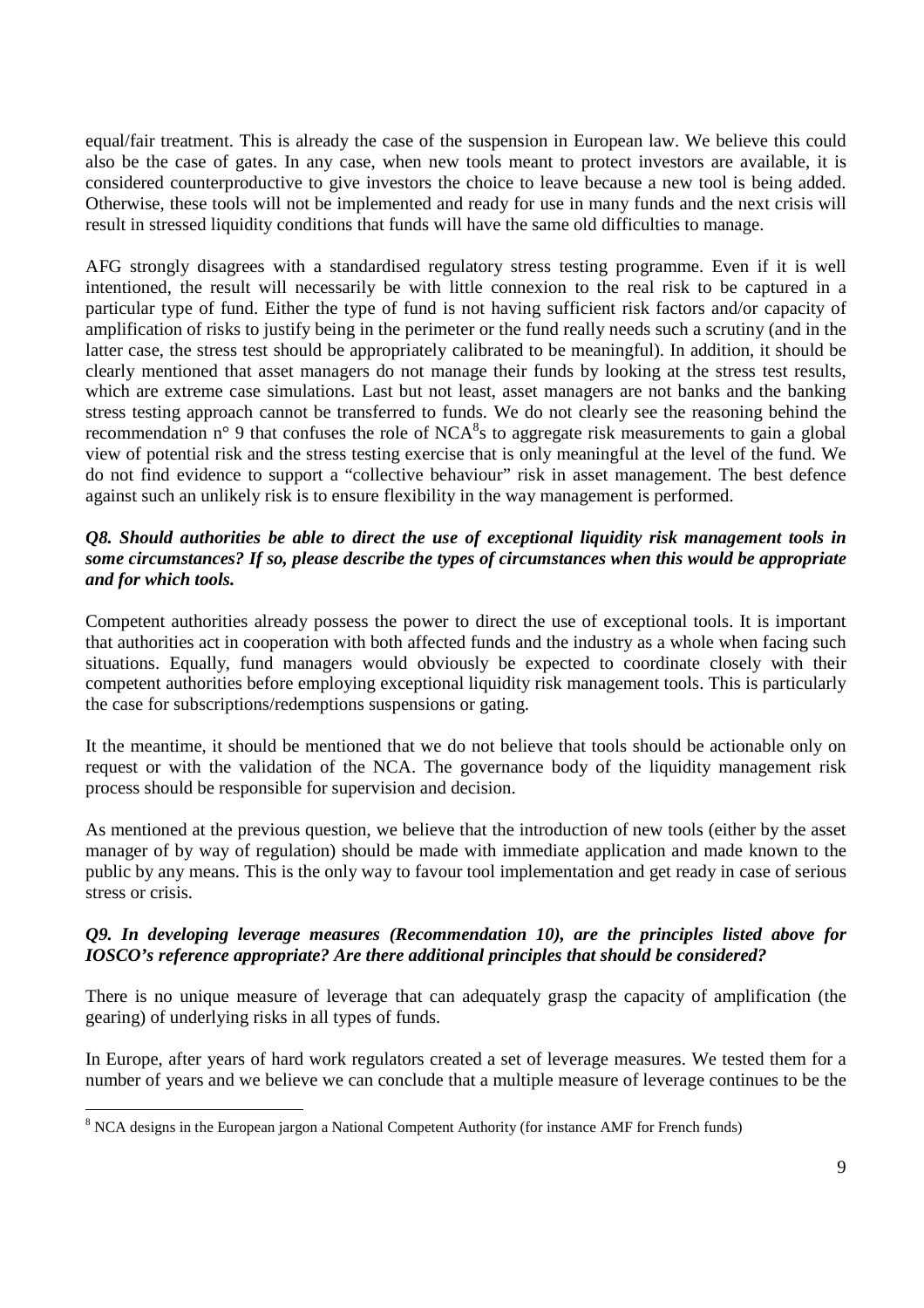equal/fair treatment. This is already the case of the suspension in European law. We believe this could also be the case of gates. In any case, when new tools meant to protect investors are available, it is considered counterproductive to give investors the choice to leave because a new tool is being added. Otherwise, these tools will not be implemented and ready for use in many funds and the next crisis will result in stressed liquidity conditions that funds will have the same old difficulties to manage.

AFG strongly disagrees with a standardised regulatory stress testing programme. Even if it is well intentioned, the result will necessarily be with little connexion to the real risk to be captured in a particular type of fund. Either the type of fund is not having sufficient risk factors and/or capacity of amplification of risks to justify being in the perimeter or the fund really needs such a scrutiny (and in the latter case, the stress test should be appropriately calibrated to be meaningful). In addition, it should be clearly mentioned that asset managers do not manage their funds by looking at the stress test results, which are extreme case simulations. Last but not least, asset managers are not banks and the banking stress testing approach cannot be transferred to funds. We do not clearly see the reasoning behind the recommendation n° 9 that confuses the role of NCA[8]s to aggregate risk measurements to gain a global view of potential risk and the stress testing exercise that is only meaningful at the level of the fund. We do not find evidence to support a "collective behaviour" risk in asset management. The best defence against such an unlikely risk is to ensure flexibility in the way management is performed.

***Q8. Should authorities be able to direct the use of exceptional liquidity risk management tools in some circumstances? If so, please describe the types of circumstances when this would be appropriate and for which tools.***

Competent authorities already possess the power to direct the use of exceptional tools. It is important that authorities act in cooperation with both affected funds and the industry as a whole when facing such situations. Equally, fund managers would obviously be expected to coordinate closely with their competent authorities before employing exceptional liquidity risk management tools. This is particularly the case for subscriptions/redemptions suspensions or gating.

It the meantime, it should be mentioned that we do not believe that tools should be actionable only on request or with the validation of the NCA. The governance body of the liquidity management risk process should be responsible for supervision and decision.

As mentioned at the previous question, we believe that the introduction of new tools (either by the asset manager of by way of regulation) should be made with immediate application and made known to the public by any means. This is the only way to favour tool implementation and get ready in case of serious stress or crisis.

***Q9. In developing leverage measures (Recommendation 10), are the principles listed above for IOSCO's reference appropriate? Are there additional principles that should be considered?***

There is no unique measure of leverage that can adequately grasp the capacity of amplification (the gearing) of underlying risks in all types of funds.

In Europe, after years of hard work regulators created a set of leverage measures. We tested them for a number of years and we believe we can conclude that a multiple measure of leverage continues to be the

---

[8] NCA designs in the European jargon a National Competent Authority (for instance AMF for French funds)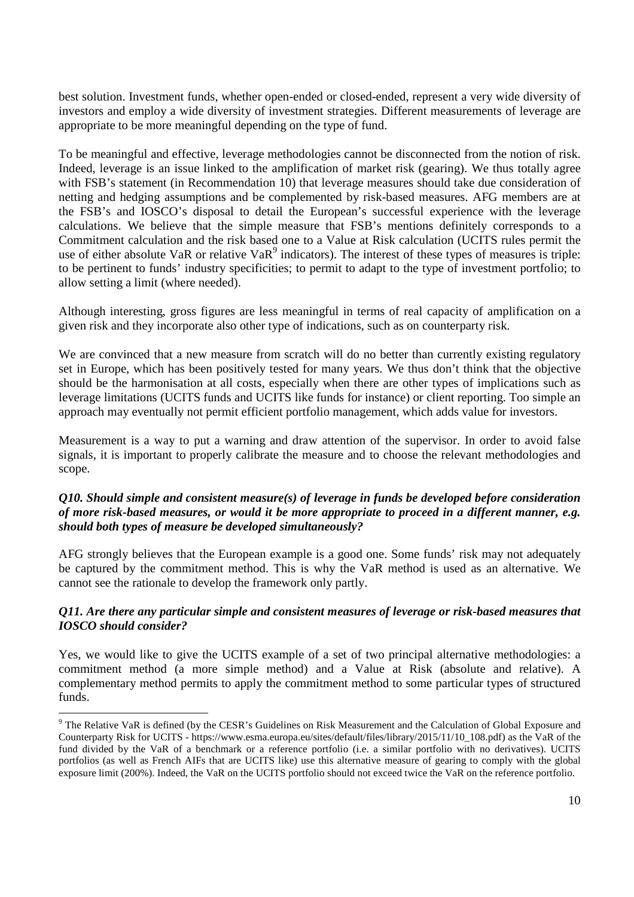best solution. Investment funds, whether open-ended or closed-ended, represent a very wide diversity of investors and employ a wide diversity of investment strategies. Different measurements of leverage are appropriate to be more meaningful depending on the type of fund.

To be meaningful and effective, leverage methodologies cannot be disconnected from the notion of risk. Indeed, leverage is an issue linked to the amplification of market risk (gearing). We thus totally agree with FSB's statement (in Recommendation 10) that leverage measures should take due consideration of netting and hedging assumptions and be complemented by risk-based measures. AFG members are at the FSB's and IOSCO's disposal to detail the European's successful experience with the leverage calculations. We believe that the simple measure that FSB's mentions definitely corresponds to a Commitment calculation and the risk based one to a Value at Risk calculation (UCITS rules permit the use of either absolute VaR or relative VaR[9] indicators). The interest of these types of measures is triple: to be pertinent to funds' industry specificities; to permit to adapt to the type of investment portfolio; to allow setting a limit (where needed).

Although interesting, gross figures are less meaningful in terms of real capacity of amplification on a given risk and they incorporate also other type of indications, such as on counterparty risk.

We are convinced that a new measure from scratch will do no better than currently existing regulatory set in Europe, which has been positively tested for many years. We thus don't think that the objective should be the harmonisation at all costs, especially when there are other types of implications such as leverage limitations (UCITS funds and UCITS like funds for instance) or client reporting. Too simple an approach may eventually not permit efficient portfolio management, which adds value for investors.

Measurement is a way to put a warning and draw attention of the supervisor. In order to avoid false signals, it is important to properly calibrate the measure and to choose the relevant methodologies and scope.

***Q10. Should simple and consistent measure(s) of leverage in funds be developed before consideration of more risk-based measures, or would it be more appropriate to proceed in a different manner, e.g. should both types of measure be developed simultaneously?***

AFG strongly believes that the European example is a good one. Some funds' risk may not adequately be captured by the commitment method. This is why the VaR method is used as an alternative. We cannot see the rationale to develop the framework only partly.

***Q11. Are there any particular simple and consistent measures of leverage or risk-based measures that IOSCO should consider?***

Yes, we would like to give the UCITS example of a set of two principal alternative methodologies: a commitment method (a more simple method) and a Value at Risk (absolute and relative). A complementary method permits to apply the commitment method to some particular types of structured funds.

---

[9] The Relative VaR is defined (by the CESR's Guidelines on Risk Measurement and the Calculation of Global Exposure and Counterparty Risk for UCITS - https://www.esma.europa.eu/sites/default/files/library/2015/11/10_108.pdf) as the VaR of the fund divided by the VaR of a benchmark or a reference portfolio (i.e. a similar portfolio with no derivatives). UCITS portfolios (as well as French AIFs that are UCITS like) use this alternative measure of gearing to comply with the global exposure limit (200%). Indeed, the VaR on the UCITS portfolio should not exceed twice the VaR on the reference portfolio.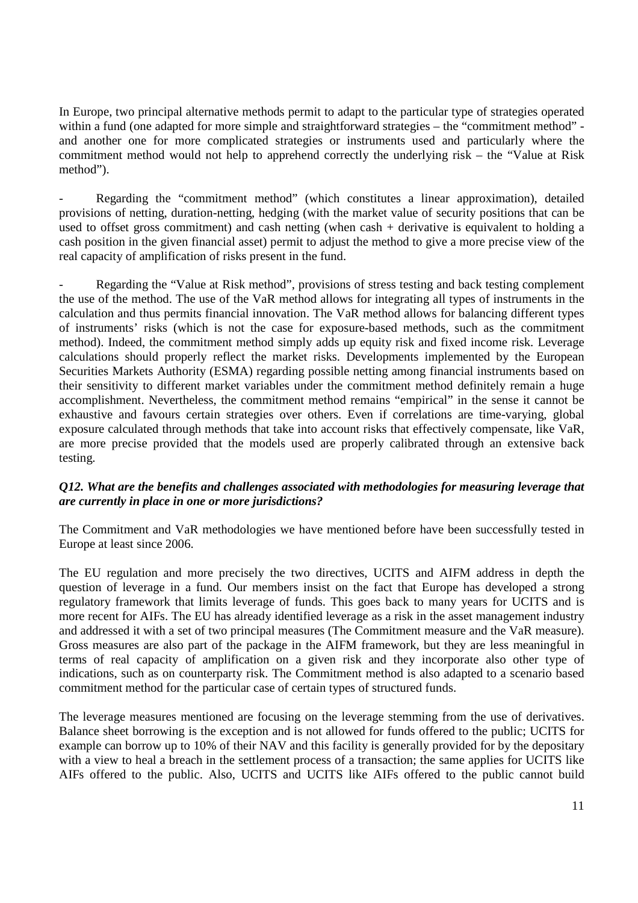In Europe, two principal alternative methods permit to adapt to the particular type of strategies operated within a fund (one adapted for more simple and straightforward strategies – the "commitment method" - and another one for more complicated strategies or instruments used and particularly where the commitment method would not help to apprehend correctly the underlying risk – the "Value at Risk method").

- Regarding the "commitment method" (which constitutes a linear approximation), detailed provisions of netting, duration-netting, hedging (with the market value of security positions that can be used to offset gross commitment) and cash netting (when cash + derivative is equivalent to holding a cash position in the given financial asset) permit to adjust the method to give a more precise view of the real capacity of amplification of risks present in the fund.

- Regarding the "Value at Risk method", provisions of stress testing and back testing complement the use of the method. The use of the VaR method allows for integrating all types of instruments in the calculation and thus permits financial innovation. The VaR method allows for balancing different types of instruments' risks (which is not the case for exposure-based methods, such as the commitment method). Indeed, the commitment method simply adds up equity risk and fixed income risk. Leverage calculations should properly reflect the market risks. Developments implemented by the European Securities Markets Authority (ESMA) regarding possible netting among financial instruments based on their sensitivity to different market variables under the commitment method definitely remain a huge accomplishment. Nevertheless, the commitment method remains "empirical" in the sense it cannot be exhaustive and favours certain strategies over others. Even if correlations are time-varying, global exposure calculated through methods that take into account risks that effectively compensate, like VaR, are more precise provided that the models used are properly calibrated through an extensive back testing.

***Q12. What are the benefits and challenges associated with methodologies for measuring leverage that are currently in place in one or more jurisdictions?***

The Commitment and VaR methodologies we have mentioned before have been successfully tested in Europe at least since 2006.

The EU regulation and more precisely the two directives, UCITS and AIFM address in depth the question of leverage in a fund. Our members insist on the fact that Europe has developed a strong regulatory framework that limits leverage of funds. This goes back to many years for UCITS and is more recent for AIFs. The EU has already identified leverage as a risk in the asset management industry and addressed it with a set of two principal measures (The Commitment measure and the VaR measure). Gross measures are also part of the package in the AIFM framework, but they are less meaningful in terms of real capacity of amplification on a given risk and they incorporate also other type of indications, such as on counterparty risk. The Commitment method is also adapted to a scenario based commitment method for the particular case of certain types of structured funds.

The leverage measures mentioned are focusing on the leverage stemming from the use of derivatives. Balance sheet borrowing is the exception and is not allowed for funds offered to the public; UCITS for example can borrow up to 10% of their NAV and this facility is generally provided for by the depositary with a view to heal a breach in the settlement process of a transaction; the same applies for UCITS like AIFs offered to the public. Also, UCITS and UCITS like AIFs offered to the public cannot build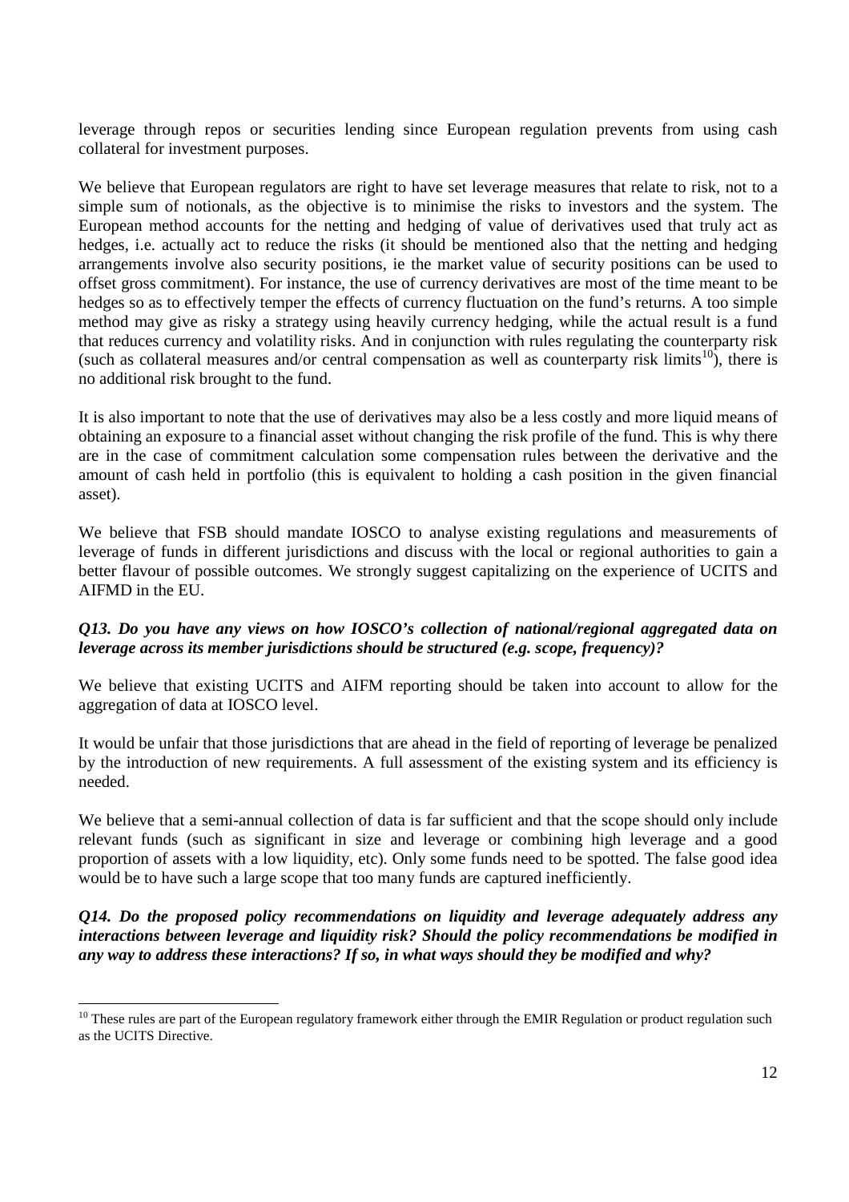leverage through repos or securities lending since European regulation prevents from using cash collateral for investment purposes.

We believe that European regulators are right to have set leverage measures that relate to risk, not to a simple sum of notionals, as the objective is to minimise the risks to investors and the system. The European method accounts for the netting and hedging of value of derivatives used that truly act as hedges, i.e. actually act to reduce the risks (it should be mentioned also that the netting and hedging arrangements involve also security positions, ie the market value of security positions can be used to offset gross commitment). For instance, the use of currency derivatives are most of the time meant to be hedges so as to effectively temper the effects of currency fluctuation on the fund's returns. A too simple method may give as risky a strategy using heavily currency hedging, while the actual result is a fund that reduces currency and volatility risks. And in conjunction with rules regulating the counterparty risk (such as collateral measures and/or central compensation as well as counterparty risk limits[10]), there is no additional risk brought to the fund.

It is also important to note that the use of derivatives may also be a less costly and more liquid means of obtaining an exposure to a financial asset without changing the risk profile of the fund. This is why there are in the case of commitment calculation some compensation rules between the derivative and the amount of cash held in portfolio (this is equivalent to holding a cash position in the given financial asset).

We believe that FSB should mandate IOSCO to analyse existing regulations and measurements of leverage of funds in different jurisdictions and discuss with the local or regional authorities to gain a better flavour of possible outcomes. We strongly suggest capitalizing on the experience of UCITS and AIFMD in the EU.

***Q13. Do you have any views on how IOSCO's collection of national/regional aggregated data on leverage across its member jurisdictions should be structured (e.g. scope, frequency)?***

We believe that existing UCITS and AIFM reporting should be taken into account to allow for the aggregation of data at IOSCO level.

It would be unfair that those jurisdictions that are ahead in the field of reporting of leverage be penalized by the introduction of new requirements. A full assessment of the existing system and its efficiency is needed.

We believe that a semi-annual collection of data is far sufficient and that the scope should only include relevant funds (such as significant in size and leverage or combining high leverage and a good proportion of assets with a low liquidity, etc). Only some funds need to be spotted. The false good idea would be to have such a large scope that too many funds are captured inefficiently.

***Q14. Do the proposed policy recommendations on liquidity and leverage adequately address any interactions between leverage and liquidity risk? Should the policy recommendations be modified in any way to address these interactions? If so, in what ways should they be modified and why?***

---

[10] These rules are part of the European regulatory framework either through the EMIR Regulation or product regulation such as the UCITS Directive.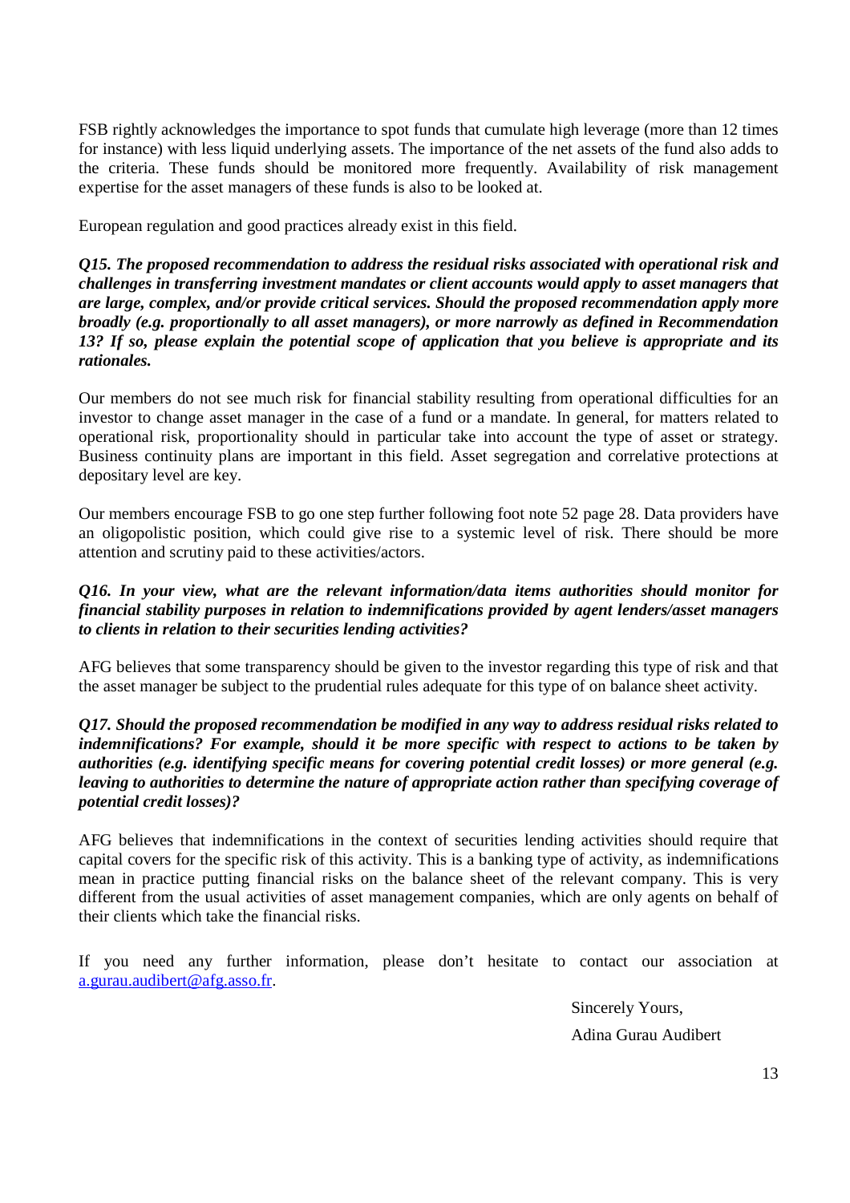FSB rightly acknowledges the importance to spot funds that cumulate high leverage (more than 12 times for instance) with less liquid underlying assets. The importance of the net assets of the fund also adds to the criteria. These funds should be monitored more frequently. Availability of risk management expertise for the asset managers of these funds is also to be looked at.

European regulation and good practices already exist in this field.

***Q15. The proposed recommendation to address the residual risks associated with operational risk and challenges in transferring investment mandates or client accounts would apply to asset managers that are large, complex, and/or provide critical services. Should the proposed recommendation apply more broadly (e.g. proportionally to all asset managers), or more narrowly as defined in Recommendation 13? If so, please explain the potential scope of application that you believe is appropriate and its rationales.***

Our members do not see much risk for financial stability resulting from operational difficulties for an investor to change asset manager in the case of a fund or a mandate. In general, for matters related to operational risk, proportionality should in particular take into account the type of asset or strategy. Business continuity plans are important in this field. Asset segregation and correlative protections at depositary level are key.

Our members encourage FSB to go one step further following foot note 52 page 28. Data providers have an oligopolistic position, which could give rise to a systemic level of risk. There should be more attention and scrutiny paid to these activities/actors.

***Q16. In your view, what are the relevant information/data items authorities should monitor for financial stability purposes in relation to indemnifications provided by agent lenders/asset managers to clients in relation to their securities lending activities?***

AFG believes that some transparency should be given to the investor regarding this type of risk and that the asset manager be subject to the prudential rules adequate for this type of on balance sheet activity.

***Q17. Should the proposed recommendation be modified in any way to address residual risks related to indemnifications? For example, should it be more specific with respect to actions to be taken by authorities (e.g. identifying specific means for covering potential credit losses) or more general (e.g. leaving to authorities to determine the nature of appropriate action rather than specifying coverage of potential credit losses)?***

AFG believes that indemnifications in the context of securities lending activities should require that capital covers for the specific risk of this activity. This is a banking type of activity, as indemnifications mean in practice putting financial risks on the balance sheet of the relevant company. This is very different from the usual activities of asset management companies, which are only agents on behalf of their clients which take the financial risks.

If you need any further information, please don't hesitate to contact our association at a.gurau.audibert@afg.asso.fr.

Sincerely Yours,

Adina Gurau Audibert